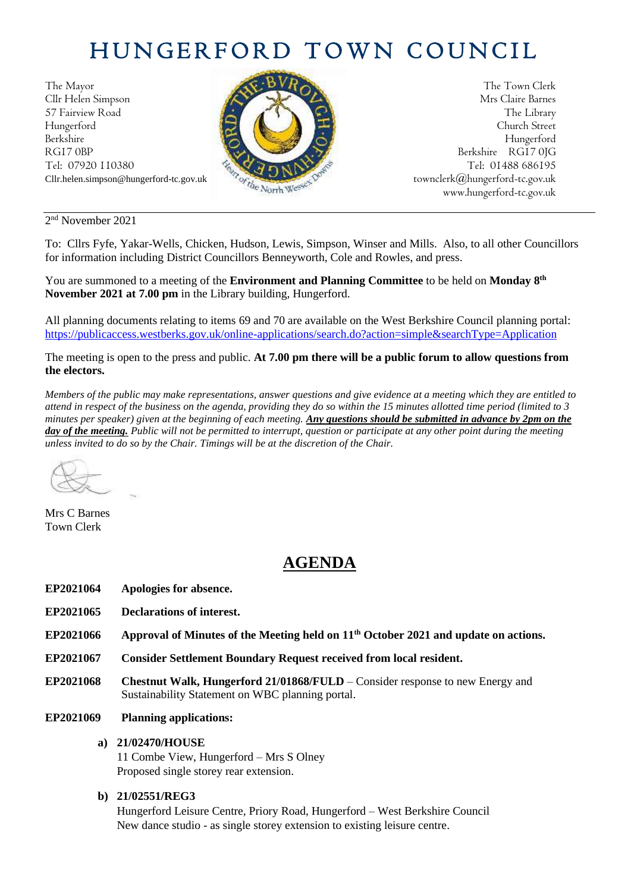# HUNGERFORD TOWN COUNCIL

The Mayor
Cllr Helen Simpson
57 Fairview Road
Hungerford
Berkshire
RG17 0BP
Tel: 07920 110380
Cllr.helen.simpson@hungerford-tc.gov.uk

The Town Clerk
Mrs Claire Barnes
The Library
Church Street
Hungerford
Berkshire RG17 0JG
Tel: 01488 686195
townclerk@hungerford-tc.gov.uk
www.hungerford-tc.gov.uk

2nd November 2021

To: Cllrs Fyfe, Yakar-Wells, Chicken, Hudson, Lewis, Simpson, Winser and Mills. Also, to all other Councillors for information including District Councillors Benneyworth, Cole and Rowles, and press.

You are summoned to a meeting of the **Environment and Planning Committee** to be held on **Monday 8th November 2021 at 7.00 pm** in the Library building, Hungerford.

All planning documents relating to items 69 and 70 are available on the West Berkshire Council planning portal: https://publicaccess.westberks.gov.uk/online-applications/search.do?action=simple&searchType=Application

The meeting is open to the press and public. **At 7.00 pm there will be a public forum to allow questions from the electors.**

*Members of the public may make representations, answer questions and give evidence at a meeting which they are entitled to attend in respect of the business on the agenda, providing they do so within the 15 minutes allotted time period (limited to 3 minutes per speaker) given at the beginning of each meeting.* ***Any questions should be submitted in advance by 2pm on the day of the meeting.*** *Public will not be permitted to interrupt, question or participate at any other point during the meeting unless invited to do so by the Chair. Timings will be at the discretion of the Chair.*

Mrs C Barnes
Town Clerk

## AGENDA

**EP2021064** **Apologies for absence.**

**EP2021065** **Declarations of interest.**

**EP2021066** **Approval of Minutes of the Meeting held on 11th October 2021 and update on actions.**

**EP2021067** **Consider Settlement Boundary Request received from local resident.**

**EP2021068** **Chestnut Walk, Hungerford 21/01868/FULD** – Consider response to new Energy and Sustainability Statement on WBC planning portal.

**EP2021069** **Planning applications:**

**a) 21/02470/HOUSE**
11 Combe View, Hungerford – Mrs S Olney
Proposed single storey rear extension.

**b) 21/02551/REG3**
Hungerford Leisure Centre, Priory Road, Hungerford – West Berkshire Council
New dance studio - as single storey extension to existing leisure centre.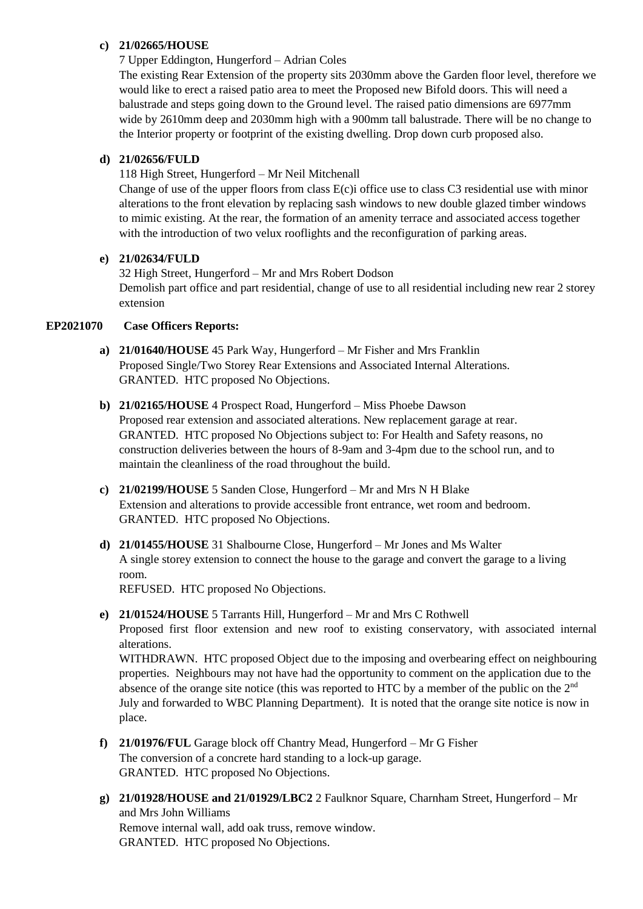c) **21/02665/HOUSE**

   7 Upper Eddington, Hungerford – Adrian Coles

   The existing Rear Extension of the property sits 2030mm above the Garden floor level, therefore we would like to erect a raised patio area to meet the Proposed new Bifold doors. This will need a balustrade and steps going down to the Ground level. The raised patio dimensions are 6977mm wide by 2610mm deep and 2030mm high with a 900mm tall balustrade. There will be no change to the Interior property or footprint of the existing dwelling. Drop down curb proposed also.

d) **21/02656/FULD**

   118 High Street, Hungerford – Mr Neil Mitchenall

   Change of use of the upper floors from class E(c)i office use to class C3 residential use with minor alterations to the front elevation by replacing sash windows to new double glazed timber windows to mimic existing. At the rear, the formation of an amenity terrace and associated access together with the introduction of two velux rooflights and the reconfiguration of parking areas.

e) **21/02634/FULD**

   32 High Street, Hungerford – Mr and Mrs Robert Dodson

   Demolish part office and part residential, change of use to all residential including new rear 2 storey extension

**EP2021070 Case Officers Reports:**

a) **21/01640/HOUSE** 45 Park Way, Hungerford – Mr Fisher and Mrs Franklin
   Proposed Single/Two Storey Rear Extensions and Associated Internal Alterations.
   GRANTED. HTC proposed No Objections.

b) **21/02165/HOUSE** 4 Prospect Road, Hungerford – Miss Phoebe Dawson
   Proposed rear extension and associated alterations. New replacement garage at rear.
   GRANTED. HTC proposed No Objections subject to: For Health and Safety reasons, no construction deliveries between the hours of 8-9am and 3-4pm due to the school run, and to maintain the cleanliness of the road throughout the build.

c) **21/02199/HOUSE** 5 Sanden Close, Hungerford – Mr and Mrs N H Blake
   Extension and alterations to provide accessible front entrance, wet room and bedroom.
   GRANTED. HTC proposed No Objections.

d) **21/01455/HOUSE** 31 Shalbourne Close, Hungerford – Mr Jones and Ms Walter
   A single storey extension to connect the house to the garage and convert the garage to a living room.
   REFUSED. HTC proposed No Objections.

e) **21/01524/HOUSE** 5 Tarrants Hill, Hungerford – Mr and Mrs C Rothwell
   Proposed first floor extension and new roof to existing conservatory, with associated internal alterations.
   WITHDRAWN. HTC proposed Object due to the imposing and overbearing effect on neighbouring properties. Neighbours may not have had the opportunity to comment on the application due to the absence of the orange site notice (this was reported to HTC by a member of the public on the 2nd July and forwarded to WBC Planning Department). It is noted that the orange site notice is now in place.

f) **21/01976/FUL** Garage block off Chantry Mead, Hungerford – Mr G Fisher
   The conversion of a concrete hard standing to a lock-up garage.
   GRANTED. HTC proposed No Objections.

g) **21/01928/HOUSE and 21/01929/LBC2** 2 Faulknor Square, Charnham Street, Hungerford – Mr and Mrs John Williams
   Remove internal wall, add oak truss, remove window.
   GRANTED. HTC proposed No Objections.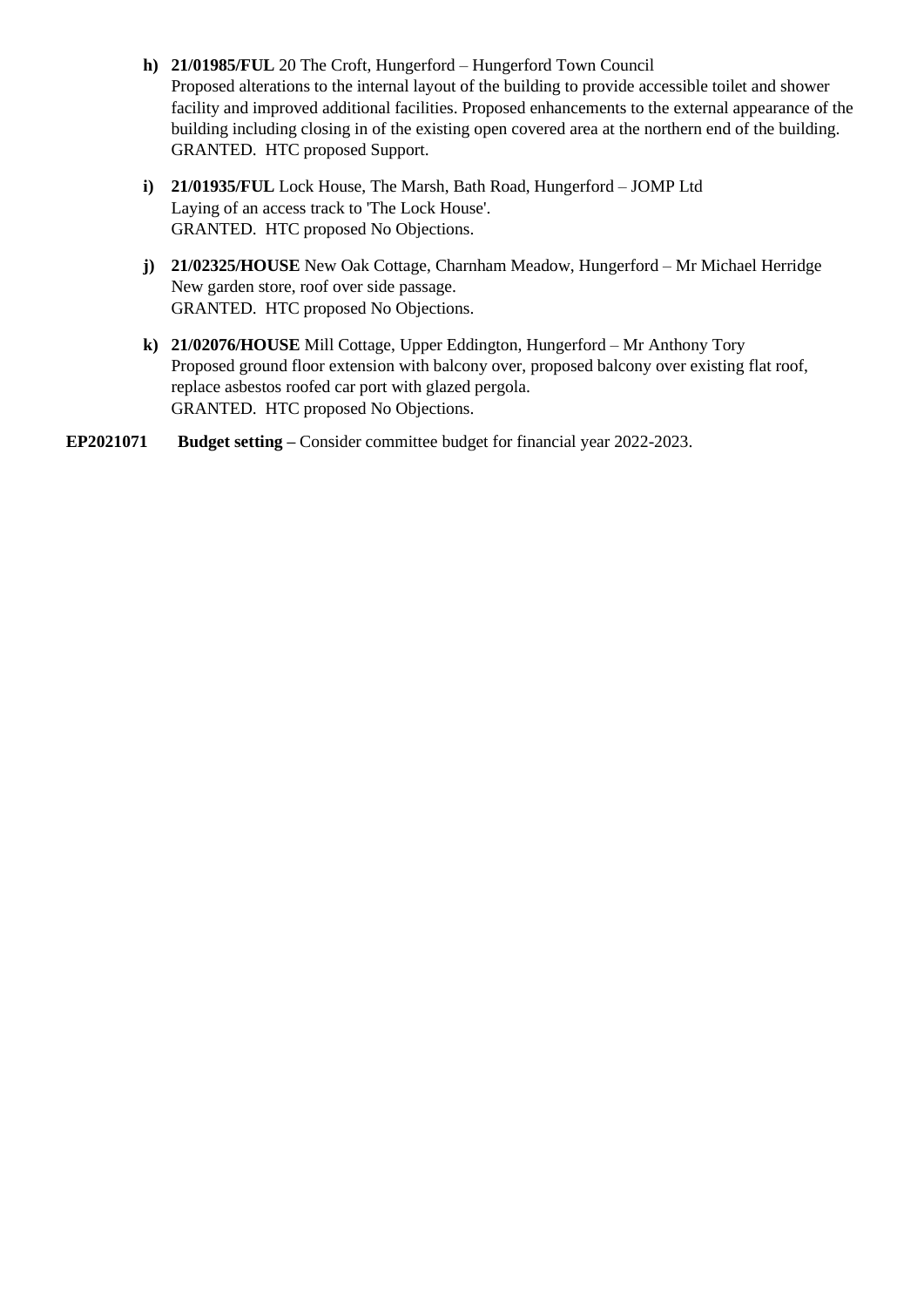h) **21/01985/FUL** 20 The Croft, Hungerford – Hungerford Town Council
   Proposed alterations to the internal layout of the building to provide accessible toilet and shower facility and improved additional facilities. Proposed enhancements to the external appearance of the building including closing in of the existing open covered area at the northern end of the building.
   GRANTED. HTC proposed Support.

i) **21/01935/FUL** Lock House, The Marsh, Bath Road, Hungerford – JOMP Ltd
   Laying of an access track to 'The Lock House'.
   GRANTED. HTC proposed No Objections.

j) **21/02325/HOUSE** New Oak Cottage, Charnham Meadow, Hungerford – Mr Michael Herridge
   New garden store, roof over side passage.
   GRANTED. HTC proposed No Objections.

k) **21/02076/HOUSE** Mill Cottage, Upper Eddington, Hungerford – Mr Anthony Tory
   Proposed ground floor extension with balcony over, proposed balcony over existing flat roof, replace asbestos roofed car port with glazed pergola.
   GRANTED. HTC proposed No Objections.

**EP2021071** **Budget setting –** Consider committee budget for financial year 2022-2023.